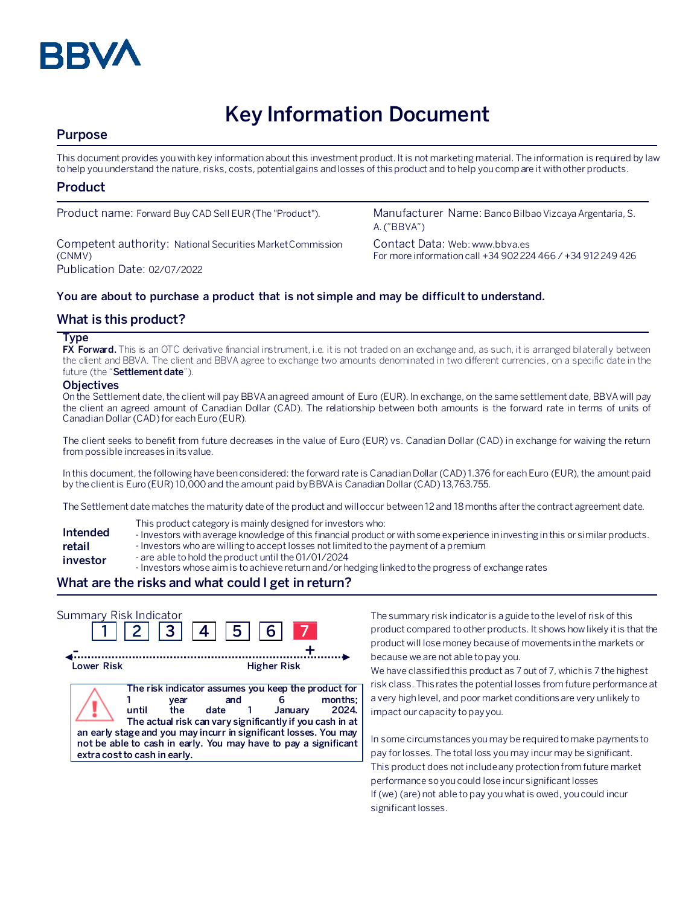BBVA

# Key Information Document

## Purpose

This document provides you with key information about this investment product. It is not marketing material. The information is required by law to help you understand the nature, risks, costs, potential gains and losses of this product and to help you compare it with other products.

## Product

Product name: Forward Buy CAD Sell EUR (The "Product").

Manufacturer Name: Banco Bilbao Vizcaya Argentaria, S. A. ("BBVA")

Competent authority: National Securities Market Commission (CNMV)

Contact Data: Web: www.bbva.es
For more information call +34 902 224 466 / +34 912 249 426

Publication Date: 02/07/2022

**You are about to purchase a product that is not simple and may be difficult to understand.**

## What is this product?

### Type

**FX Forward.** This is an OTC derivative financial instrument, i.e. it is not traded on an exchange and, as such, it is arranged bilaterally between the client and BBVA. The client and BBVA agree to exchange two amounts denominated in two different currencies, on a specific date in the future (the "**Settlement date**").

### Objectives

On the Settlement date, the client will pay BBVA an agreed amount of Euro (EUR). In exchange, on the same settlement date, BBVA will pay the client an agreed amount of Canadian Dollar (CAD). The relationship between both amounts is the forward rate in terms of units of Canadian Dollar (CAD) for each Euro (EUR).

The client seeks to benefit from future decreases in the value of Euro (EUR) vs. Canadian Dollar (CAD) in exchange for waiving the return from possible increases in its value.

In this document, the following have been considered: the forward rate is Canadian Dollar (CAD) 1.376 for each Euro (EUR), the amount paid by the client is Euro (EUR) 10,000 and the amount paid by BBVA is Canadian Dollar (CAD) 13,763.755.

The Settlement date matches the maturity date of the product and will occur between 12 and 18 months after the contract agreement date.

**Intended retail investor**

This product category is mainly designed for investors who:
- Investors with average knowledge of this financial product or with some experience in investing in this or similar products.
- Investors who are willing to accept losses not limited to the payment of a premium
- are able to hold the product until the 01/01/2024
- Investors whose aim is to achieve return and/or hedging linked to the progress of exchange rates

## What are the risks and what could I get in return?

Summary Risk Indicator

1 | 2 | 3 | 4 | 5 | 6 | **7**

Lower Risk — Higher Risk

**The risk indicator assumes you keep the product for 1 year and 6 months; until the date 1 January 2024. The actual risk can vary significantly if you cash in at an early stage and you may incurr in significant losses. You may not be able to cash in early. You may have to pay a significant extra cost to cash in early.**

The summary risk indicator is a guide to the level of risk of this product compared to other products. It shows how likely it is that the product will lose money because of movements in the markets or because we are not able to pay you.
We have classified this product as 7 out of 7, which is 7 the highest risk class. This rates the potential losses from future performance at a very high level, and poor market conditions are very unlikely to impact our capacity to pay you.

In some circumstances you may be required to make payments to pay for losses. The total loss you may incur may be significant. This product does not include any protection from future market performance so you could lose incur significant losses
If (we) (are) not able to pay you what is owed, you could incur significant losses.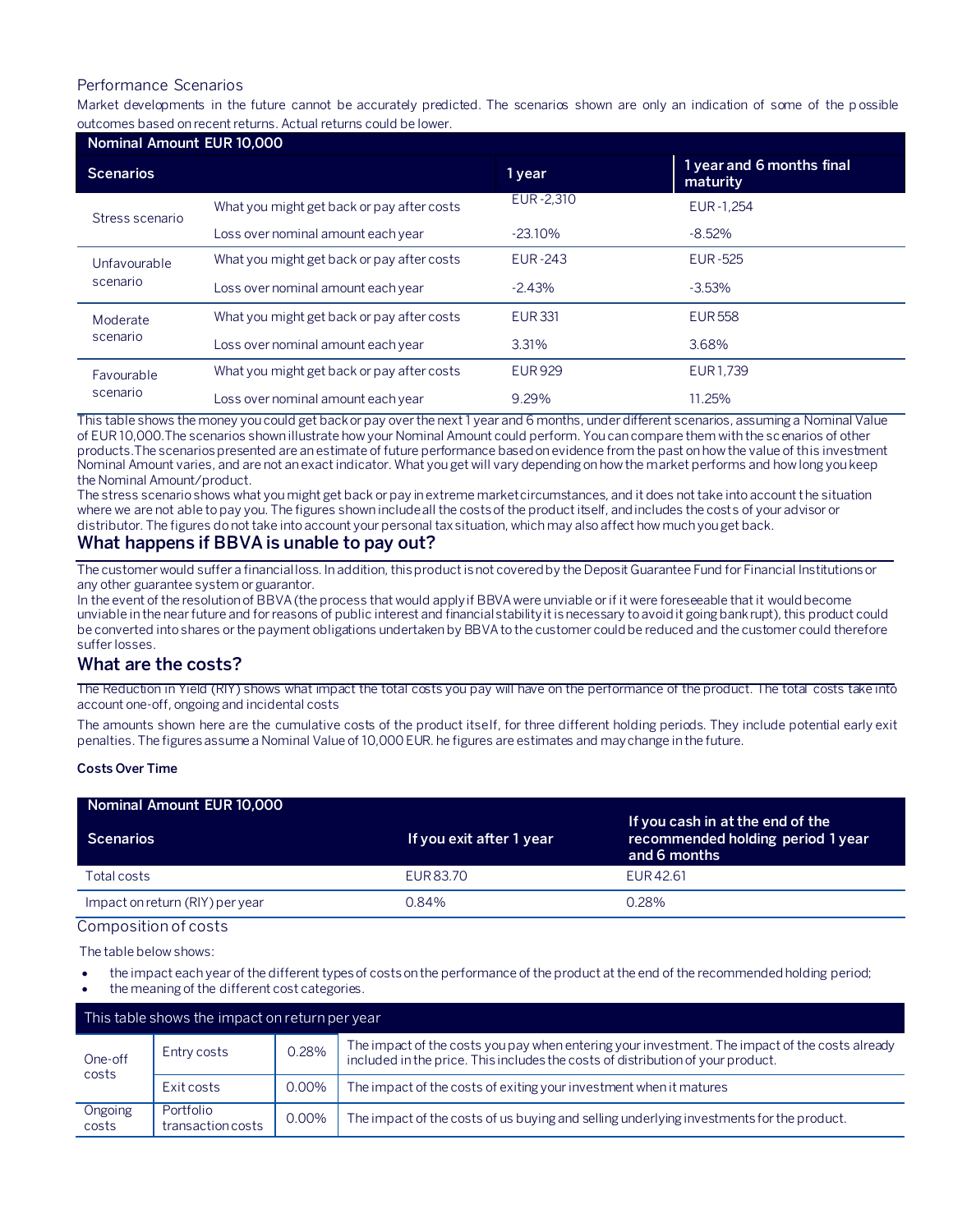### Performance Scenarios

Market developments in the future cannot be accurately predicted. The scenarios shown are only an indication of some of the possible outcomes based on recent returns. Actual returns could be lower.

| Nominal Amount EUR 10,000 | | | |
|---|---|---|---|
| **Scenarios** | | **1 year** | **1 year and 6 months final maturity** |
| Stress scenario | What you might get back or pay after costs | EUR -2,310 | EUR -1,254 |
| | Loss over nominal amount each year | -23.10% | -8.52% |
| Unfavourable scenario | What you might get back or pay after costs | EUR -243 | EUR -525 |
| | Loss over nominal amount each year | -2.43% | -3.53% |
| Moderate scenario | What you might get back or pay after costs | EUR 331 | EUR 558 |
| | Loss over nominal amount each year | 3.31% | 3.68% |
| Favourable scenario | What you might get back or pay after costs | EUR 929 | EUR 1,739 |
| | Loss over nominal amount each year | 9.29% | 11.25% |

This table shows the money you could get back or pay over the next 1 year and 6 months, under different scenarios, assuming a Nominal Value of EUR 10,000.The scenarios shown illustrate how your Nominal Amount could perform. You can compare them with the scenarios of other products.The scenarios presented are an estimate of future performance based on evidence from the past on how the value of this investment Nominal Amount varies, and are not an exact indicator. What you get will vary depending on how the market performs and how long you keep the Nominal Amount/product.

The stress scenario shows what you might get back or pay in extreme market circumstances, and it does not take into account the situation where we are not able to pay you. The figures shown include all the costs of the product itself, and includes the costs of your advisor or distributor. The figures do not take into account your personal tax situation, which may also affect how much you get back.

## What happens if BBVA is unable to pay out?

The customer would suffer a financial loss. In addition, this product is not covered by the Deposit Guarantee Fund for Financial Institutions or any other guarantee system or guarantor.

In the event of the resolution of BBVA (the process that would apply if BBVA were unviable or if it were foreseeable that it would become unviable in the near future and for reasons of public interest and financial stability it is necessary to avoid it going bankrupt), this product could be converted into shares or the payment obligations undertaken by BBVA to the customer could be reduced and the customer could therefore suffer losses.

## What are the costs?

The Reduction in Yield (RIY) shows what impact the total costs you pay will have on the performance of the product. The total costs take into account one-off, ongoing and incidental costs

The amounts shown here are the cumulative costs of the product itself, for three different holding periods. They include potential early exit penalties. The figures assume a Nominal Value of 10,000 EUR. he figures are estimates and may change in the future.

**Costs Over Time**

| Nominal Amount EUR 10,000 | | |
|---|---|---|
| **Scenarios** | **If you exit after 1 year** | **If you cash in at the end of the recommended holding period 1 year and 6 months** |
| Total costs | EUR 83.70 | EUR 42.61 |
| Impact on return (RIY) per year | 0.84% | 0.28% |

### Composition of costs

The table below shows:

- the impact each year of the different types of costs on the performance of the product at the end of the recommended holding period;
- the meaning of the different cost categories.

| This table shows the impact on return per year | | | |
|---|---|---|---|
| One-off costs | Entry costs | 0.28% | The impact of the costs you pay when entering your investment. The impact of the costs already included in the price. This includes the costs of distribution of your product. |
| | Exit costs | 0.00% | The impact of the costs of exiting your investment when it matures |
| Ongoing costs | Portfolio transaction costs | 0.00% | The impact of the costs of us buying and selling underlying investments for the product. |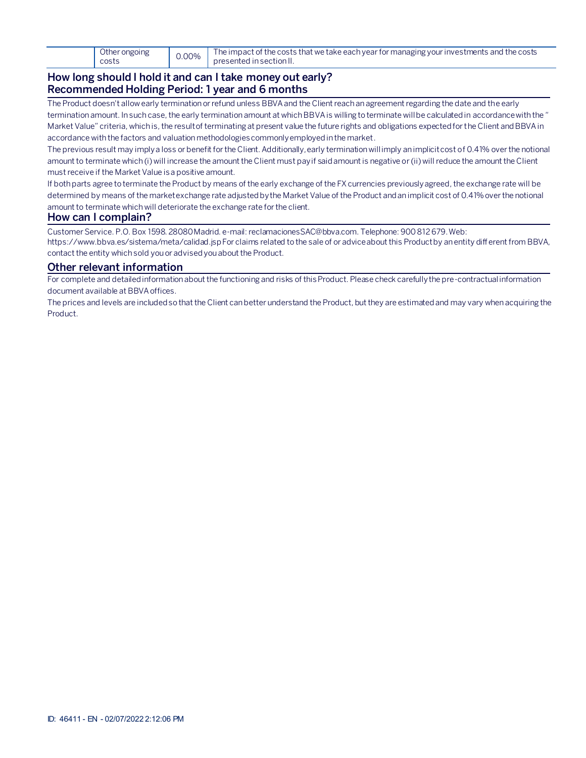| | | | |
|---|---|---|---|
| | Other ongoing costs | 0.00% | The impact of the costs that we take each year for managing your investments and the costs presented in section II. |

## How long should I hold it and can I take money out early?
## Recommended Holding Period: 1 year and 6 months

The Product doesn't allow early termination or refund unless BBVA and the Client reach an agreement regarding the date and the early termination amount. In such case, the early termination amount at which BBVA is willing to terminate will be calculated in accordance with the " Market Value" criteria, which is, the result of terminating at present value the future rights and obligations expected for the Client and BBVA in accordance with the factors and valuation methodologies commonly employed in the market.

The previous result may imply a loss or benefit for the Client. Additionally, early termination will imply an implicit cost of 0.41% over the notional amount to terminate which (i) will increase the amount the Client must pay if said amount is negative or (ii) will reduce the amount the Client must receive if the Market Value is a positive amount.

If both parts agree to terminate the Product by means of the early exchange of the FX currencies previously agreed, the exchange rate will be determined by means of the market exchange rate adjusted by the Market Value of the Product and an implicit cost of 0.41% over the notional amount to terminate which will deteriorate the exchange rate for the client.

## How can I complain?

Customer Service. P.O. Box 1598. 28080 Madrid. e-mail: reclamacionesSAC@bbva.com. Telephone: 900 812 679. Web: https://www.bbva.es/sistema/meta/calidad.jsp For claims related to the sale of or advice about this Product by an entity different from BBVA, contact the entity which sold you or advised you about the Product.

## Other relevant information

For complete and detailed information about the functioning and risks of this Product. Please check carefully the pre-contractual information document available at BBVA offices.

The prices and levels are included so that the Client can better understand the Product, but they are estimated and may vary when acquiring the Product.

ID: 46411 - EN - 02/07/2022 2:12:06 PM